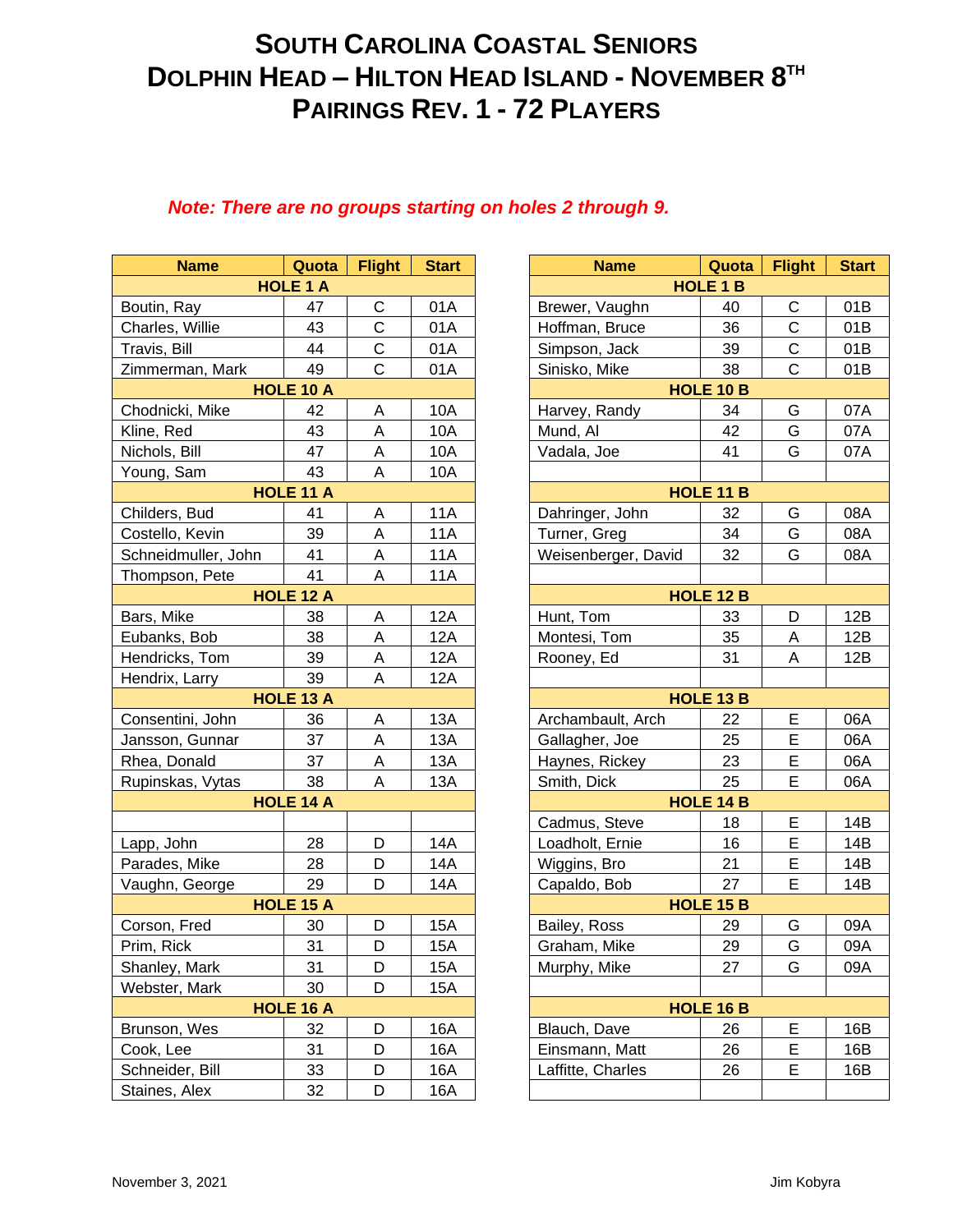# SOUTH CAROLINA COASTAL SENIORS
# DOLPHIN HEAD – HILTON HEAD ISLAND - NOVEMBER 8TH
# PAIRINGS REV. 1 - 72 PLAYERS

***Note: There are no groups starting on holes 2 through 9.***

| Name | Quota | Flight | Start |
|---|---|---|---|
| **HOLE 1 A** | | | |
| Boutin, Ray | 47 | C | 01A |
| Charles, Willie | 43 | C | 01A |
| Travis, Bill | 44 | C | 01A |
| Zimmerman, Mark | 49 | C | 01A |
| **HOLE 10 A** | | | |
| Chodnicki, Mike | 42 | A | 10A |
| Kline, Red | 43 | A | 10A |
| Nichols, Bill | 47 | A | 10A |
| Young, Sam | 43 | A | 10A |
| **HOLE 11 A** | | | |
| Childers, Bud | 41 | A | 11A |
| Costello, Kevin | 39 | A | 11A |
| Schneidmuller, John | 41 | A | 11A |
| Thompson, Pete | 41 | A | 11A |
| **HOLE 12 A** | | | |
| Bars, Mike | 38 | A | 12A |
| Eubanks, Bob | 38 | A | 12A |
| Hendricks, Tom | 39 | A | 12A |
| Hendrix, Larry | 39 | A | 12A |
| **HOLE 13 A** | | | |
| Consentini, John | 36 | A | 13A |
| Jansson, Gunnar | 37 | A | 13A |
| Rhea, Donald | 37 | A | 13A |
| Rupinskas, Vytas | 38 | A | 13A |
| **HOLE 14 A** | | | |
| | | | |
| Lapp, John | 28 | D | 14A |
| Parades, Mike | 28 | D | 14A |
| Vaughn, George | 29 | D | 14A |
| **HOLE 15 A** | | | |
| Corson, Fred | 30 | D | 15A |
| Prim, Rick | 31 | D | 15A |
| Shanley, Mark | 31 | D | 15A |
| Webster, Mark | 30 | D | 15A |
| **HOLE 16 A** | | | |
| Brunson, Wes | 32 | D | 16A |
| Cook, Lee | 31 | D | 16A |
| Schneider, Bill | 33 | D | 16A |
| Staines, Alex | 32 | D | 16A |

| Name | Quota | Flight | Start |
|---|---|---|---|
| **HOLE 1 B** | | | |
| Brewer, Vaughn | 40 | C | 01B |
| Hoffman, Bruce | 36 | C | 01B |
| Simpson, Jack | 39 | C | 01B |
| Sinisko, Mike | 38 | C | 01B |
| **HOLE 10 B** | | | |
| Harvey, Randy | 34 | G | 07A |
| Mund, Al | 42 | G | 07A |
| Vadala, Joe | 41 | G | 07A |
| | | | |
| **HOLE 11 B** | | | |
| Dahringer, John | 32 | G | 08A |
| Turner, Greg | 34 | G | 08A |
| Weisenberger, David | 32 | G | 08A |
| | | | |
| **HOLE 12 B** | | | |
| Hunt, Tom | 33 | D | 12B |
| Montesi, Tom | 35 | A | 12B |
| Rooney, Ed | 31 | A | 12B |
| | | | |
| **HOLE 13 B** | | | |
| Archambault, Arch | 22 | E | 06A |
| Gallagher, Joe | 25 | E | 06A |
| Haynes, Rickey | 23 | E | 06A |
| Smith, Dick | 25 | E | 06A |
| **HOLE 14 B** | | | |
| Cadmus, Steve | 18 | E | 14B |
| Loadholt, Ernie | 16 | E | 14B |
| Wiggins, Bro | 21 | E | 14B |
| Capaldo, Bob | 27 | E | 14B |
| **HOLE 15 B** | | | |
| Bailey, Ross | 29 | G | 09A |
| Graham, Mike | 29 | G | 09A |
| Murphy, Mike | 27 | G | 09A |
| | | | |
| **HOLE 16 B** | | | |
| Blauch, Dave | 26 | E | 16B |
| Einsmann, Matt | 26 | E | 16B |
| Laffitte, Charles | 26 | E | 16B |
| | | | |

November 3, 2021

Jim Kobyra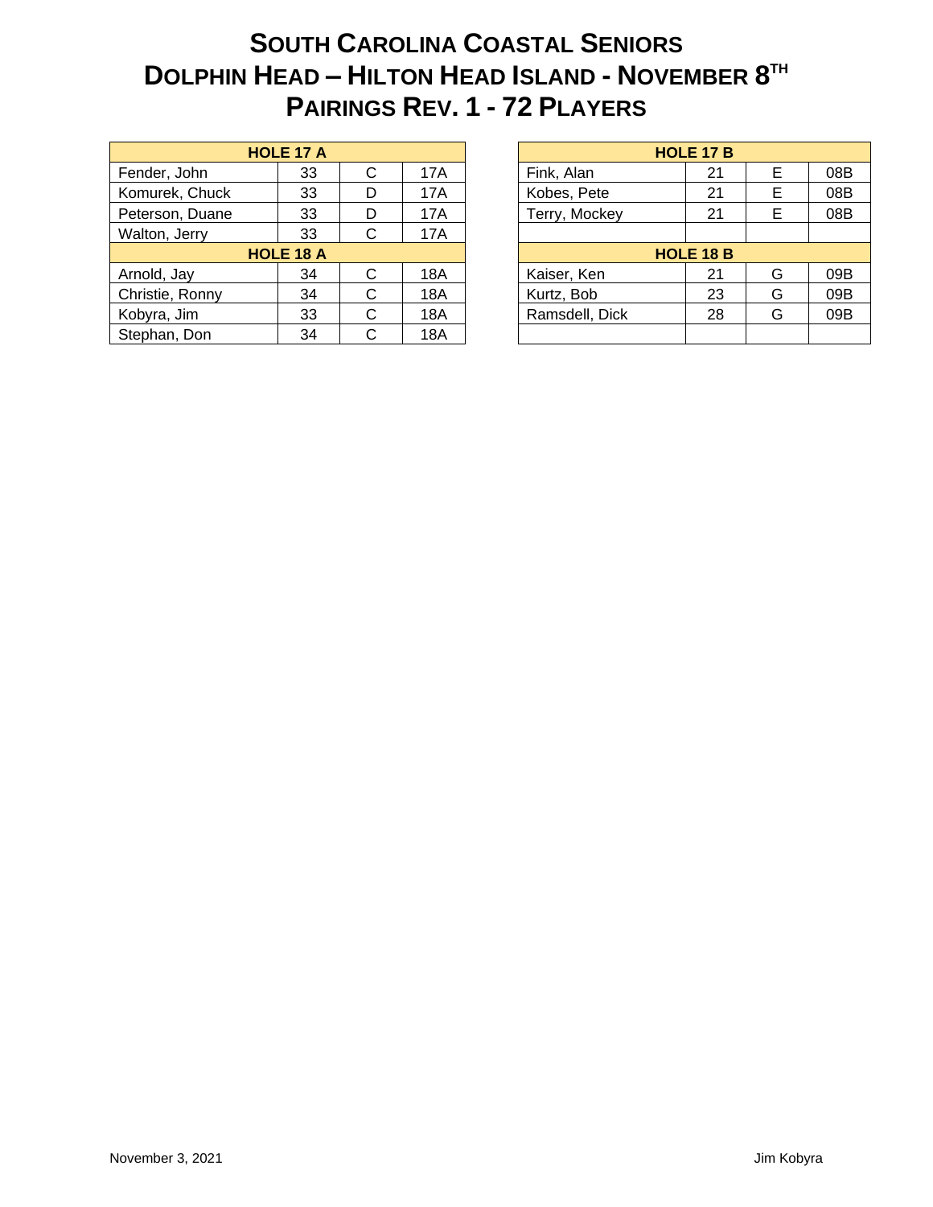# SOUTH CAROLINA COASTAL SENIORS
# DOLPHIN HEAD – HILTON HEAD ISLAND - NOVEMBER 8TH
# PAIRINGS REV. 1 - 72 PLAYERS

| HOLE 17 A | | | |
|---|---|---|---|
| Fender, John | 33 | C | 17A |
| Komurek, Chuck | 33 | D | 17A |
| Peterson, Duane | 33 | D | 17A |
| Walton, Jerry | 33 | C | 17A |
| **HOLE 18 A** | | | |
| Arnold, Jay | 34 | C | 18A |
| Christie, Ronny | 34 | C | 18A |
| Kobyra, Jim | 33 | C | 18A |
| Stephan, Don | 34 | C | 18A |

| HOLE 17 B | | | |
|---|---|---|---|
| Fink, Alan | 21 | E | 08B |
| Kobes, Pete | 21 | E | 08B |
| Terry, Mockey | 21 | E | 08B |
| | | | |
| **HOLE 18 B** | | | |
| Kaiser, Ken | 21 | G | 09B |
| Kurtz, Bob | 23 | G | 09B |
| Ramsdell, Dick | 28 | G | 09B |
| | | | |

November 3, 2021

Jim Kobyra